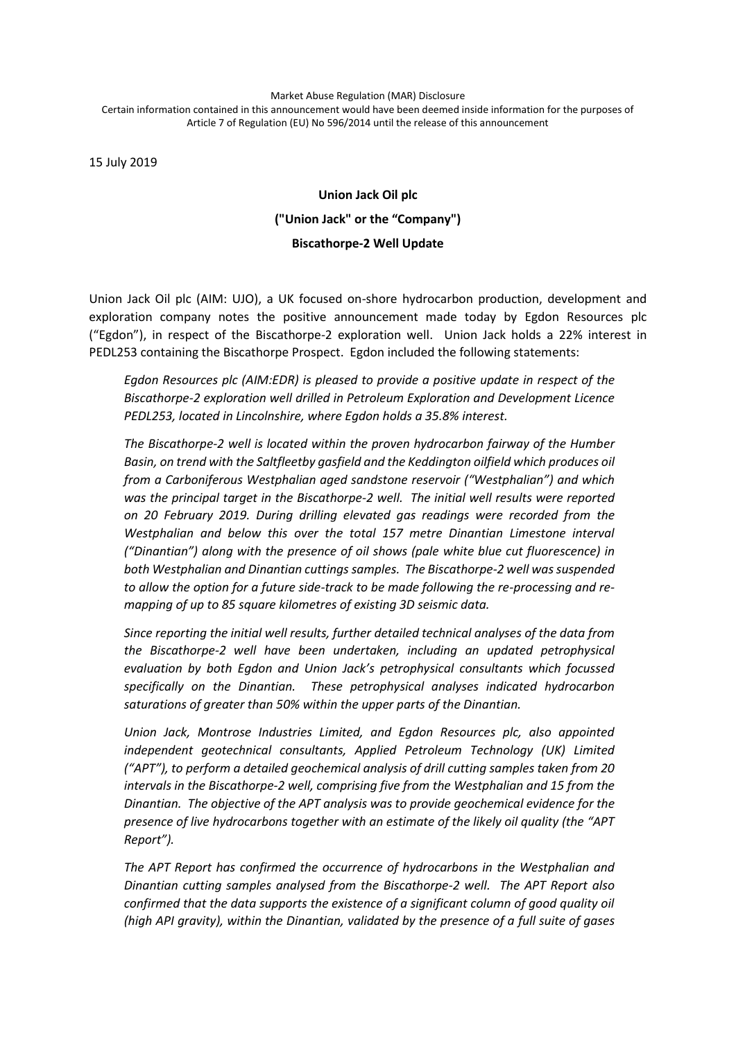Market Abuse Regulation (MAR) Disclosure
Certain information contained in this announcement would have been deemed inside information for the purposes of Article 7 of Regulation (EU) No 596/2014 until the release of this announcement

15 July 2019

**Union Jack Oil plc**

**("Union Jack" or the "Company")**

**Biscathorpe-2 Well Update**

Union Jack Oil plc (AIM: UJO), a UK focused on-shore hydrocarbon production, development and exploration company notes the positive announcement made today by Egdon Resources plc ("Egdon"), in respect of the Biscathorpe-2 exploration well. Union Jack holds a 22% interest in PEDL253 containing the Biscathorpe Prospect. Egdon included the following statements:

*Egdon Resources plc (AIM:EDR) is pleased to provide a positive update in respect of the Biscathorpe-2 exploration well drilled in Petroleum Exploration and Development Licence PEDL253, located in Lincolnshire, where Egdon holds a 35.8% interest.*

*The Biscathorpe-2 well is located within the proven hydrocarbon fairway of the Humber Basin, on trend with the Saltfleetby gasfield and the Keddington oilfield which produces oil from a Carboniferous Westphalian aged sandstone reservoir ("Westphalian") and which was the principal target in the Biscathorpe-2 well. The initial well results were reported on 20 February 2019. During drilling elevated gas readings were recorded from the Westphalian and below this over the total 157 metre Dinantian Limestone interval ("Dinantian") along with the presence of oil shows (pale white blue cut fluorescence) in both Westphalian and Dinantian cuttings samples. The Biscathorpe-2 well was suspended to allow the option for a future side-track to be made following the re-processing and re-mapping of up to 85 square kilometres of existing 3D seismic data.*

*Since reporting the initial well results, further detailed technical analyses of the data from the Biscathorpe-2 well have been undertaken, including an updated petrophysical evaluation by both Egdon and Union Jack's petrophysical consultants which focussed specifically on the Dinantian. These petrophysical analyses indicated hydrocarbon saturations of greater than 50% within the upper parts of the Dinantian.*

*Union Jack, Montrose Industries Limited, and Egdon Resources plc, also appointed independent geotechnical consultants, Applied Petroleum Technology (UK) Limited ("APT"), to perform a detailed geochemical analysis of drill cutting samples taken from 20 intervals in the Biscathorpe-2 well, comprising five from the Westphalian and 15 from the Dinantian. The objective of the APT analysis was to provide geochemical evidence for the presence of live hydrocarbons together with an estimate of the likely oil quality (the "APT Report").*

*The APT Report has confirmed the occurrence of hydrocarbons in the Westphalian and Dinantian cutting samples analysed from the Biscathorpe-2 well. The APT Report also confirmed that the data supports the existence of a significant column of good quality oil (high API gravity), within the Dinantian, validated by the presence of a full suite of gases*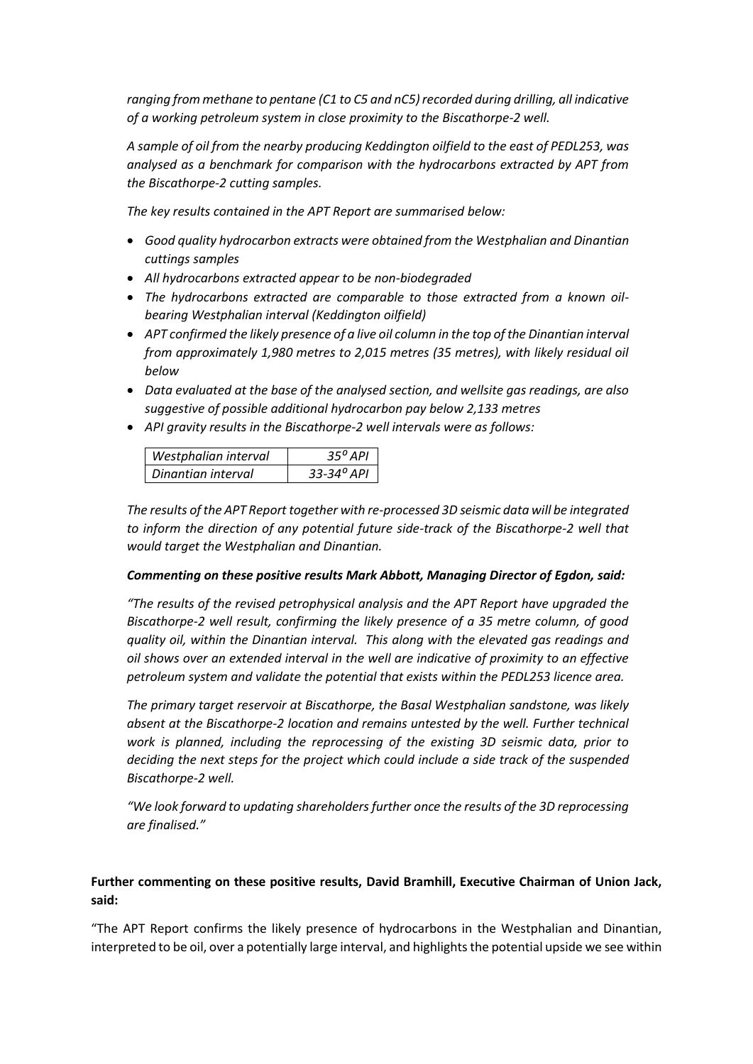*ranging from methane to pentane (C1 to C5 and nC5) recorded during drilling, all indicative of a working petroleum system in close proximity to the Biscathorpe-2 well.*

*A sample of oil from the nearby producing Keddington oilfield to the east of PEDL253, was analysed as a benchmark for comparison with the hydrocarbons extracted by APT from the Biscathorpe-2 cutting samples.*

*The key results contained in the APT Report are summarised below:*

- *Good quality hydrocarbon extracts were obtained from the Westphalian and Dinantian cuttings samples*
- *All hydrocarbons extracted appear to be non-biodegraded*
- *The hydrocarbons extracted are comparable to those extracted from a known oil-bearing Westphalian interval (Keddington oilfield)*
- *APT confirmed the likely presence of a live oil column in the top of the Dinantian interval from approximately 1,980 metres to 2,015 metres (35 metres), with likely residual oil below*
- *Data evaluated at the base of the analysed section, and wellsite gas readings, are also suggestive of possible additional hydrocarbon pay below 2,133 metres*
- *API gravity results in the Biscathorpe-2 well intervals were as follows:*

| | |
|---|---|
| *Westphalian interval* | *35° API* |
| *Dinantian interval* | *33-34° API* |

*The results of the APT Report together with re-processed 3D seismic data will be integrated to inform the direction of any potential future side-track of the Biscathorpe-2 well that would target the Westphalian and Dinantian.*

***Commenting on these positive results Mark Abbott, Managing Director of Egdon, said:***

*"The results of the revised petrophysical analysis and the APT Report have upgraded the Biscathorpe-2 well result, confirming the likely presence of a 35 metre column, of good quality oil, within the Dinantian interval. This along with the elevated gas readings and oil shows over an extended interval in the well are indicative of proximity to an effective petroleum system and validate the potential that exists within the PEDL253 licence area.*

*The primary target reservoir at Biscathorpe, the Basal Westphalian sandstone, was likely absent at the Biscathorpe-2 location and remains untested by the well. Further technical work is planned, including the reprocessing of the existing 3D seismic data, prior to deciding the next steps for the project which could include a side track of the suspended Biscathorpe-2 well.*

*"We look forward to updating shareholders further once the results of the 3D reprocessing are finalised."*

**Further commenting on these positive results, David Bramhill, Executive Chairman of Union Jack, said:**

"The APT Report confirms the likely presence of hydrocarbons in the Westphalian and Dinantian, interpreted to be oil, over a potentially large interval, and highlights the potential upside we see within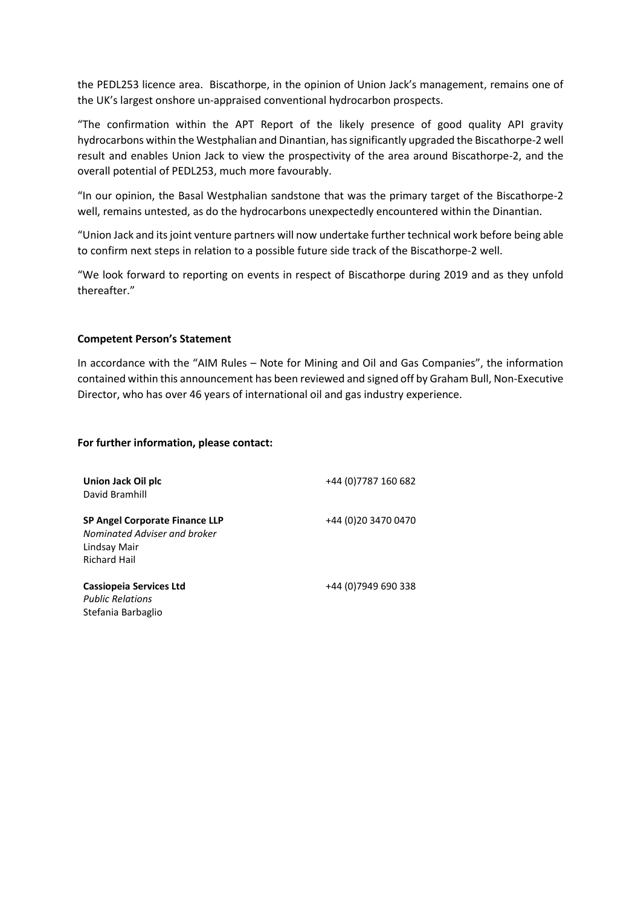the PEDL253 licence area. Biscathorpe, in the opinion of Union Jack's management, remains one of the UK's largest onshore un-appraised conventional hydrocarbon prospects.

"The confirmation within the APT Report of the likely presence of good quality API gravity hydrocarbons within the Westphalian and Dinantian, has significantly upgraded the Biscathorpe-2 well result and enables Union Jack to view the prospectivity of the area around Biscathorpe-2, and the overall potential of PEDL253, much more favourably.

"In our opinion, the Basal Westphalian sandstone that was the primary target of the Biscathorpe-2 well, remains untested, as do the hydrocarbons unexpectedly encountered within the Dinantian.

"Union Jack and its joint venture partners will now undertake further technical work before being able to confirm next steps in relation to a possible future side track of the Biscathorpe-2 well.

"We look forward to reporting on events in respect of Biscathorpe during 2019 and as they unfold thereafter."

**Competent Person's Statement**

In accordance with the "AIM Rules – Note for Mining and Oil and Gas Companies", the information contained within this announcement has been reviewed and signed off by Graham Bull, Non-Executive Director, who has over 46 years of international oil and gas industry experience.

**For further information, please contact:**

| | |
|---|---|
| **Union Jack Oil plc**<br>David Bramhill | +44 (0)7787 160 682 |
| **SP Angel Corporate Finance LLP**<br>*Nominated Adviser and broker*<br>Lindsay Mair<br>Richard Hail | +44 (0)20 3470 0470 |
| **Cassiopeia Services Ltd**<br>*Public Relations*<br>Stefania Barbaglio | +44 (0)7949 690 338 |